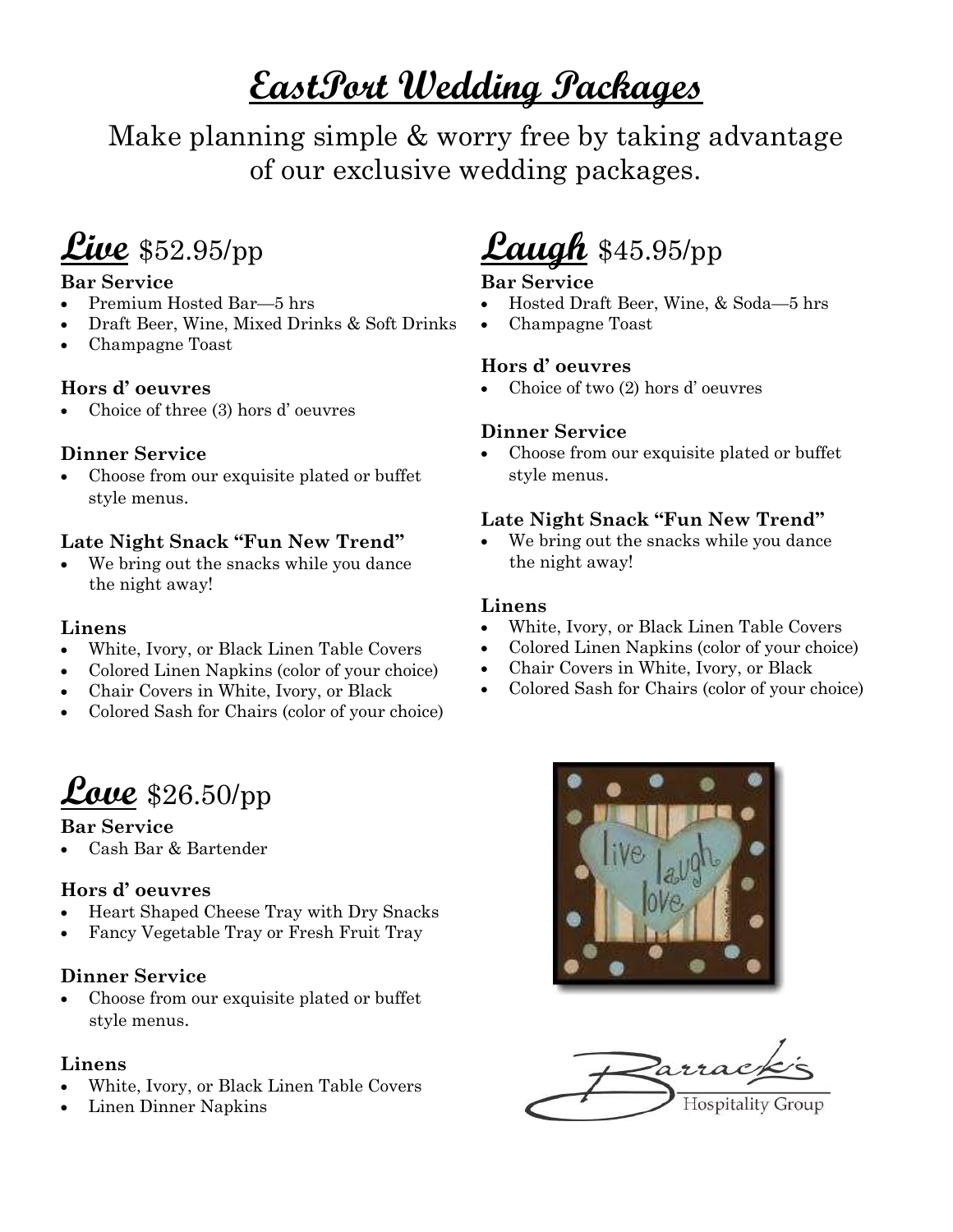# EastPort Wedding Packages

Make planning simple & worry free by taking advantage of our exclusive wedding packages.

## Live $52.95/pp

**Bar Service**

- Premium Hosted Bar—5 hrs
- Draft Beer, Wine, Mixed Drinks & Soft Drinks
- Champagne Toast

**Hors d' oeuvres**

- Choice of three (3) hors d' oeuvres

**Dinner Service**

- Choose from our exquisite plated or buffet style menus.

**Late Night Snack "Fun New Trend"**

- We bring out the snacks while you dance the night away!

**Linens**

- White, Ivory, or Black Linen Table Covers
- Colored Linen Napkins (color of your choice)
- Chair Covers in White, Ivory, or Black
- Colored Sash for Chairs (color of your choice)

## Laugh $45.95/pp

**Bar Service**

- Hosted Draft Beer, Wine, & Soda—5 hrs
- Champagne Toast

**Hors d' oeuvres**

- Choice of two (2) hors d' oeuvres

**Dinner Service**

- Choose from our exquisite plated or buffet style menus.

**Late Night Snack "Fun New Trend"**

- We bring out the snacks while you dance the night away!

**Linens**

- White, Ivory, or Black Linen Table Covers
- Colored Linen Napkins (color of your choice)
- Chair Covers in White, Ivory, or Black
- Colored Sash for Chairs (color of your choice)

## Love $26.50/pp

**Bar Service**

- Cash Bar & Bartender

**Hors d' oeuvres**

- Heart Shaped Cheese Tray with Dry Snacks
- Fancy Vegetable Tray or Fresh Fruit Tray

**Dinner Service**

- Choose from our exquisite plated or buffet style menus.

**Linens**

- White, Ivory, or Black Linen Table Covers
- Linen Dinner Napkins

Barrack's Hospitality Group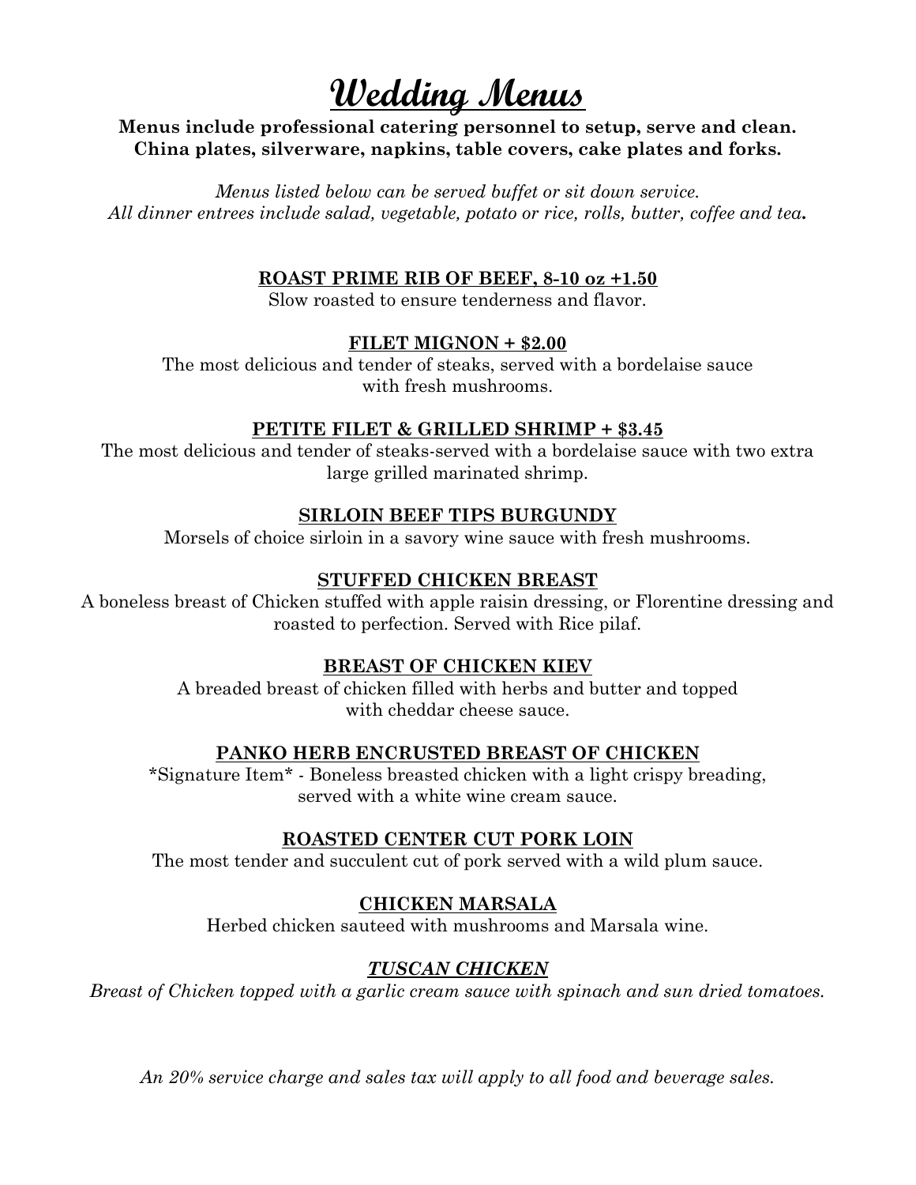# Wedding Menus

**Menus include professional catering personnel to setup, serve and clean.**
**China plates, silverware, napkins, table covers, cake plates and forks.**

*Menus listed below can be served buffet or sit down service.*
*All dinner entrees include salad, vegetable, potato or rice, rolls, butter, coffee and tea.*

### ROAST PRIME RIB OF BEEF, 8-10 oz +1.50

Slow roasted to ensure tenderness and flavor.

### FILET MIGNON + $2.00

The most delicious and tender of steaks, served with a bordelaise sauce with fresh mushrooms.

### PETITE FILET & GRILLED SHRIMP + $3.45

The most delicious and tender of steaks-served with a bordelaise sauce with two extra large grilled marinated shrimp.

### SIRLOIN BEEF TIPS BURGUNDY

Morsels of choice sirloin in a savory wine sauce with fresh mushrooms.

### STUFFED CHICKEN BREAST

A boneless breast of Chicken stuffed with apple raisin dressing, or Florentine dressing and roasted to perfection. Served with Rice pilaf.

### BREAST OF CHICKEN KIEV

A breaded breast of chicken filled with herbs and butter and topped with cheddar cheese sauce.

### PANKO HERB ENCRUSTED BREAST OF CHICKEN

*Signature Item* - Boneless breasted chicken with a light crispy breading, served with a white wine cream sauce.

### ROASTED CENTER CUT PORK LOIN

The most tender and succulent cut of pork served with a wild plum sauce.

### CHICKEN MARSALA

Herbed chicken sauteed with mushrooms and Marsala wine.

### *TUSCAN CHICKEN*

*Breast of Chicken topped with a garlic cream sauce with spinach and sun dried tomatoes.*

*An 20% service charge and sales tax will apply to all food and beverage sales.*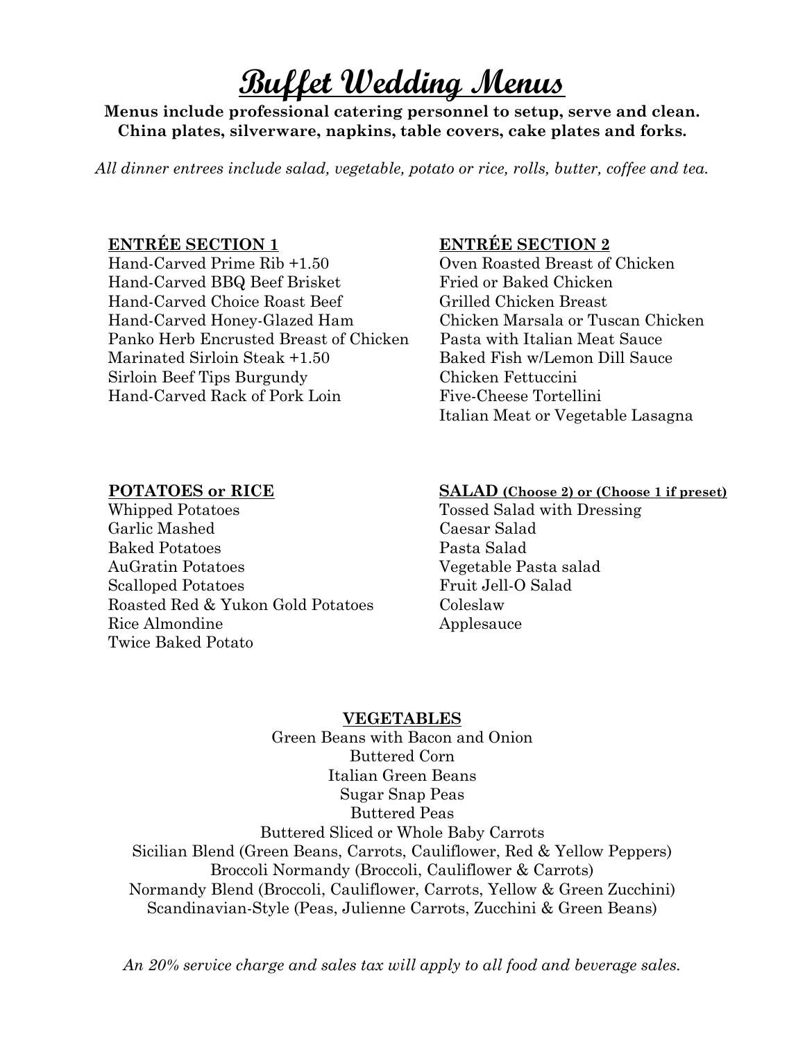# Buffet Wedding Menus

**Menus include professional catering personnel to setup, serve and clean.**
**China plates, silverware, napkins, table covers, cake plates and forks.**

*All dinner entrees include salad, vegetable, potato or rice, rolls, butter, coffee and tea.*

## ENTRÉE SECTION 1

Hand-Carved Prime Rib +1.50
Hand-Carved BBQ Beef Brisket
Hand-Carved Choice Roast Beef
Hand-Carved Honey-Glazed Ham
Panko Herb Encrusted Breast of Chicken
Marinated Sirloin Steak +1.50
Sirloin Beef Tips Burgundy
Hand-Carved Rack of Pork Loin

## ENTRÉE SECTION 2

Oven Roasted Breast of Chicken
Fried or Baked Chicken
Grilled Chicken Breast
Chicken Marsala or Tuscan Chicken
Pasta with Italian Meat Sauce
Baked Fish w/Lemon Dill Sauce
Chicken Fettuccini
Five-Cheese Tortellini
Italian Meat or Vegetable Lasagna

## POTATOES or RICE

Whipped Potatoes
Garlic Mashed
Baked Potatoes
AuGratin Potatoes
Scalloped Potatoes
Roasted Red & Yukon Gold Potatoes
Rice Almondine
Twice Baked Potato

## SALAD (Choose 2) or (Choose 1 if preset)

Tossed Salad with Dressing
Caesar Salad
Pasta Salad
Vegetable Pasta salad
Fruit Jell-O Salad
Coleslaw
Applesauce

## VEGETABLES

Green Beans with Bacon and Onion
Buttered Corn
Italian Green Beans
Sugar Snap Peas
Buttered Peas
Buttered Sliced or Whole Baby Carrots
Sicilian Blend (Green Beans, Carrots, Cauliflower, Red & Yellow Peppers)
Broccoli Normandy (Broccoli, Cauliflower & Carrots)
Normandy Blend (Broccoli, Cauliflower, Carrots, Yellow & Green Zucchini)
Scandinavian-Style (Peas, Julienne Carrots, Zucchini & Green Beans)

*An 20% service charge and sales tax will apply to all food and beverage sales.*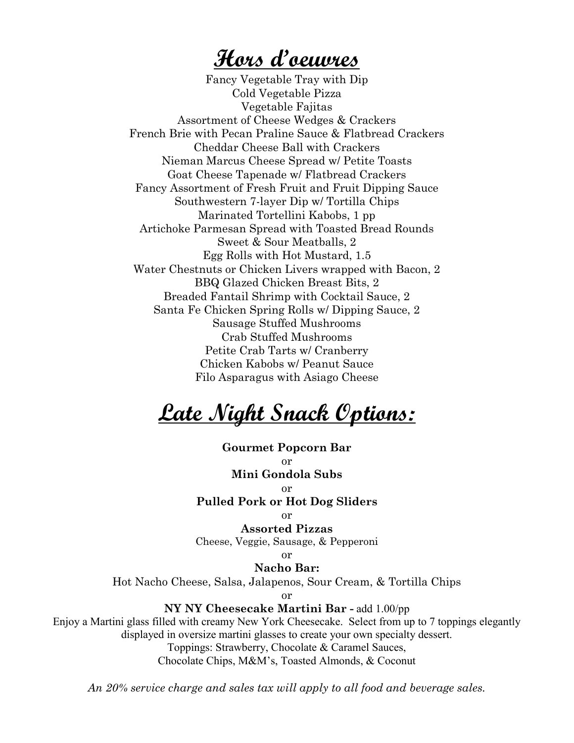# Hors d'oeuvres

Fancy Vegetable Tray with Dip
Cold Vegetable Pizza
Vegetable Fajitas
Assortment of Cheese Wedges & Crackers
French Brie with Pecan Praline Sauce & Flatbread Crackers
Cheddar Cheese Ball with Crackers
Nieman Marcus Cheese Spread w/ Petite Toasts
Goat Cheese Tapenade w/ Flatbread Crackers
Fancy Assortment of Fresh Fruit and Fruit Dipping Sauce
Southwestern 7-layer Dip w/ Tortilla Chips
Marinated Tortellini Kabobs, 1 pp
Artichoke Parmesan Spread with Toasted Bread Rounds
Sweet & Sour Meatballs, 2
Egg Rolls with Hot Mustard, 1.5
Water Chestnuts or Chicken Livers wrapped with Bacon, 2
BBQ Glazed Chicken Breast Bits, 2
Breaded Fantail Shrimp with Cocktail Sauce, 2
Santa Fe Chicken Spring Rolls w/ Dipping Sauce, 2
Sausage Stuffed Mushrooms
Crab Stuffed Mushrooms
Petite Crab Tarts w/ Cranberry
Chicken Kabobs w/ Peanut Sauce
Filo Asparagus with Asiago Cheese

# Late Night Snack Options:

**Gourmet Popcorn Bar**

or

**Mini Gondola Subs**

or

**Pulled Pork or Hot Dog Sliders**

or

**Assorted Pizzas**
Cheese, Veggie, Sausage, & Pepperoni

or

**Nacho Bar:**
Hot Nacho Cheese, Salsa, Jalapenos, Sour Cream, & Tortilla Chips

or

**NY NY Cheesecake Martini Bar -** add 1.00/pp
Enjoy a Martini glass filled with creamy New York Cheesecake. Select from up to 7 toppings elegantly displayed in oversize martini glasses to create your own specialty dessert.
Toppings: Strawberry, Chocolate & Caramel Sauces,
Chocolate Chips, M&M's, Toasted Almonds, & Coconut

*An 20% service charge and sales tax will apply to all food and beverage sales.*